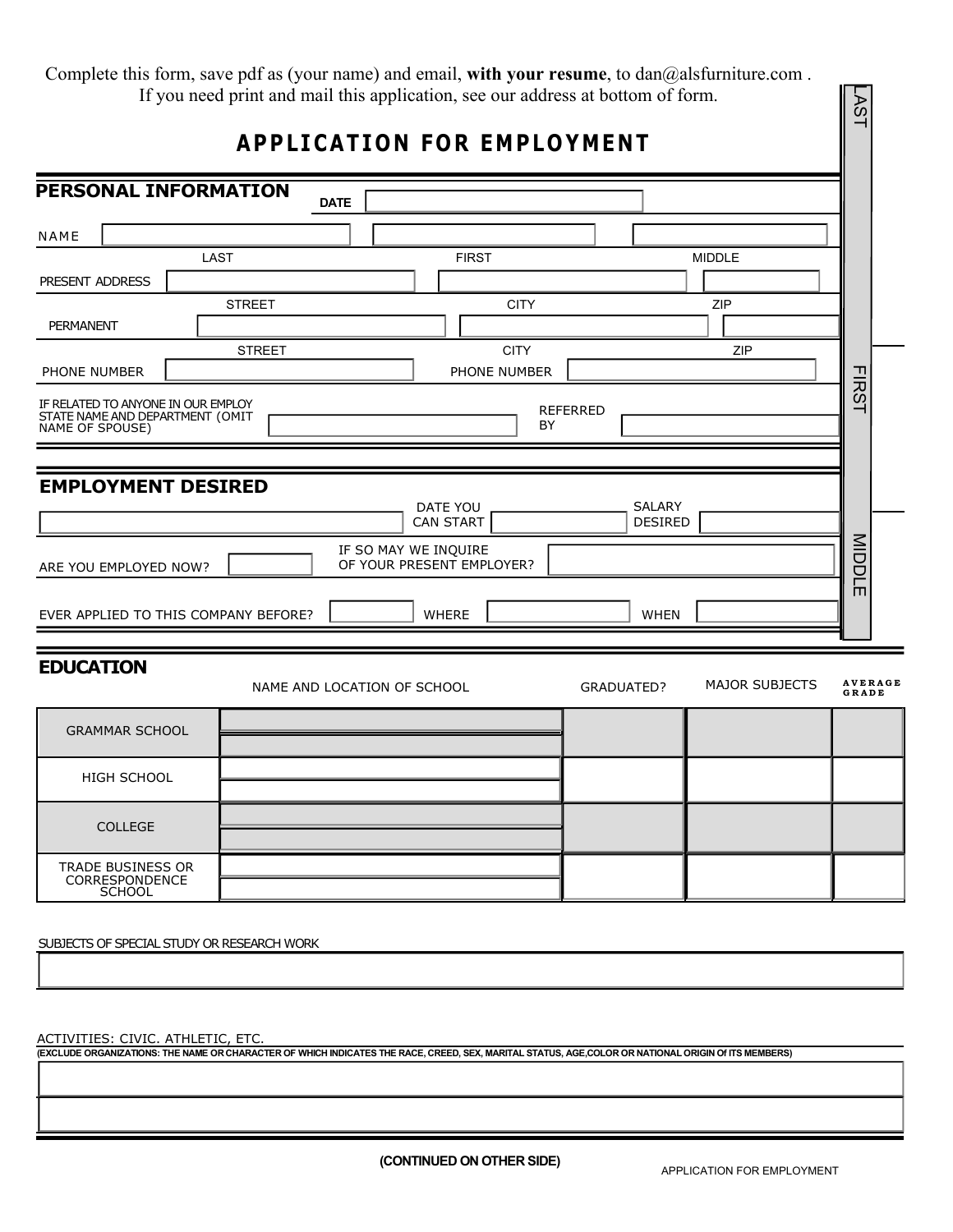Complete this form, save pdf as (your name) and email, **with your resume**, to dan@alsfurniture.com . If you need print and mail this application, see our address at bottom of form.

# APPLICATION FOR EMPLOYMENT

## PERSONAL INFORMATION

DATE

NAME

| LAST | FIRST | MIDDLE |
|---|---|---|
| | | |

PRESENT ADDRESS

| STREET | CITY | ZIP |
|---|---|---|
| | | |

PERMANENT

| STREET | CITY | ZIP |
|---|---|---|
| | | |

PHONE NUMBER

PHONE NUMBER

IF RELATED TO ANYONE IN OUR EMPLOY STATE NAME AND DEPARTMENT (OMIT NAME OF SPOUSE)

REFERRED BY

## EMPLOYMENT DESIRED

DATE YOU CAN START

SALARY DESIRED

ARE YOU EMPLOYED NOW?

IF SO MAY WE INQUIRE OF YOUR PRESENT EMPLOYER?

EVER APPLIED TO THIS COMPANY BEFORE?

WHERE

WHEN

LAST

FIRST

MIDDLE

## EDUCATION

| | NAME AND LOCATION OF SCHOOL | GRADUATED? | MAJOR SUBJECTS | AVERAGE GRADE |
|---|---|---|---|---|
| GRAMMAR SCHOOL | | | | |
| HIGH SCHOOL | | | | |
| COLLEGE | | | | |
| TRADE BUSINESS OR CORRESPONDENCE SCHOOL | | | | |

SUBJECTS OF SPECIAL STUDY OR RESEARCH WORK

ACTIVITIES: CIVIC. ATHLETIC, ETC.

**(EXCLUDE ORGANIZATIONS: THE NAME OR CHARACTER OF WHICH INDICATES THE RACE, CREED, SEX, MARITAL STATUS, AGE,COLOR OR NATIONAL ORIGIN Of ITS MEMBERS)**

**(CONTINUED ON OTHER SIDE)**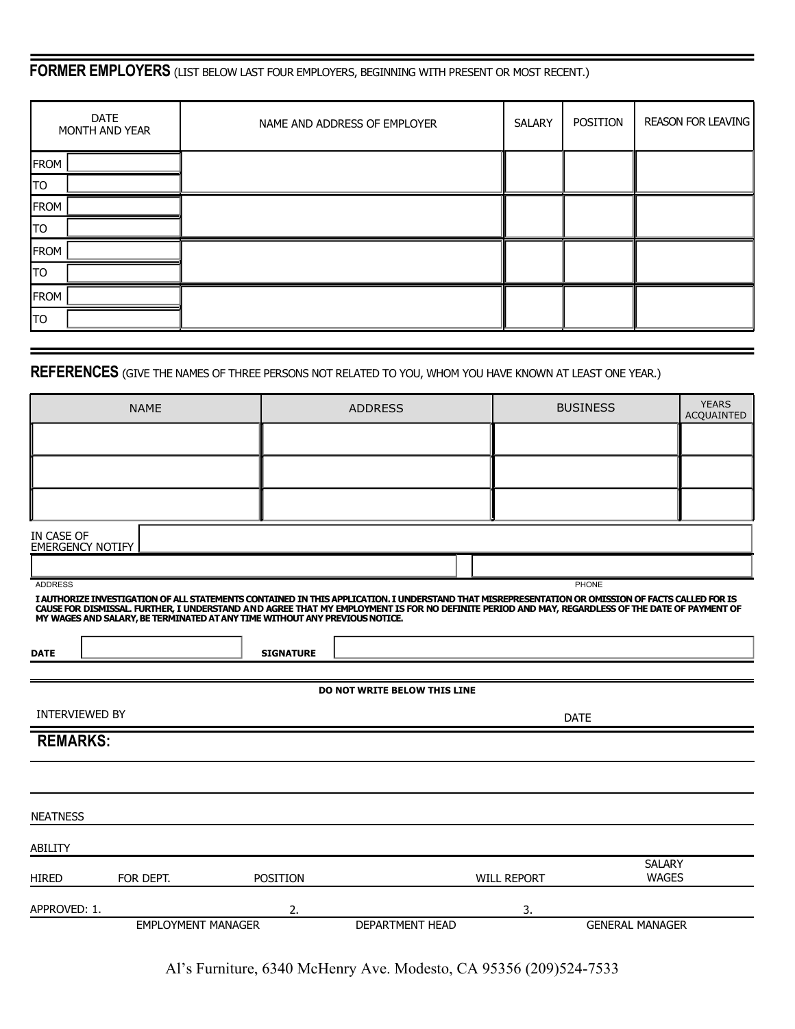## FORMER EMPLOYERS (LIST BELOW LAST FOUR EMPLOYERS, BEGINNING WITH PRESENT OR MOST RECENT.)

| DATE MONTH AND YEAR | NAME AND ADDRESS OF EMPLOYER | SALARY | POSITION | REASON FOR LEAVING |
|---|---|---|---|---|
| FROM | | | | |
| TO | | | | |
| FROM | | | | |
| TO | | | | |
| FROM | | | | |
| TO | | | | |
| FROM | | | | |
| TO | | | | |

## REFERENCES (GIVE THE NAMES OF THREE PERSONS NOT RELATED TO YOU, WHOM YOU HAVE KNOWN AT LEAST ONE YEAR.)

| NAME | ADDRESS | BUSINESS | YEARS ACQUAINTED |
|---|---|---|---|
| | | | |
| | | | |
| | | | |

IN CASE OF EMERGENCY NOTIFY

ADDRESS

PHONE

**I AUTHORIZE INVESTIGATION OF ALL STATEMENTS CONTAINED IN THIS APPLICATION. I UNDERSTAND THAT MISREPRESENTATION OR OMISSION OF FACTS CALLED FOR IS CAUSE FOR DISMISSAL. FURTHER, I UNDERSTAND AND AGREE THAT MY EMPLOYMENT IS FOR NO DEFINITE PERIOD AND MAY, REGARDLESS OF THE DATE OF PAYMENT OF MY WAGES AND SALARY, BE TERMINATED AT ANY TIME WITHOUT ANY PREVIOUS NOTICE.**

**DATE** **SIGNATURE**

**DO NOT WRITE BELOW THIS LINE**

INTERVIEWED BY DATE

## REMARKS:

NEATNESS

ABILITY

HIRED FOR DEPT. POSITION WILL REPORT SALARY WAGES

APPROVED: 1. EMPLOYMENT MANAGER 2. DEPARTMENT HEAD 3. GENERAL MANAGER

Al's Furniture, 6340 McHenry Ave. Modesto, CA 95356 (209)524-7533